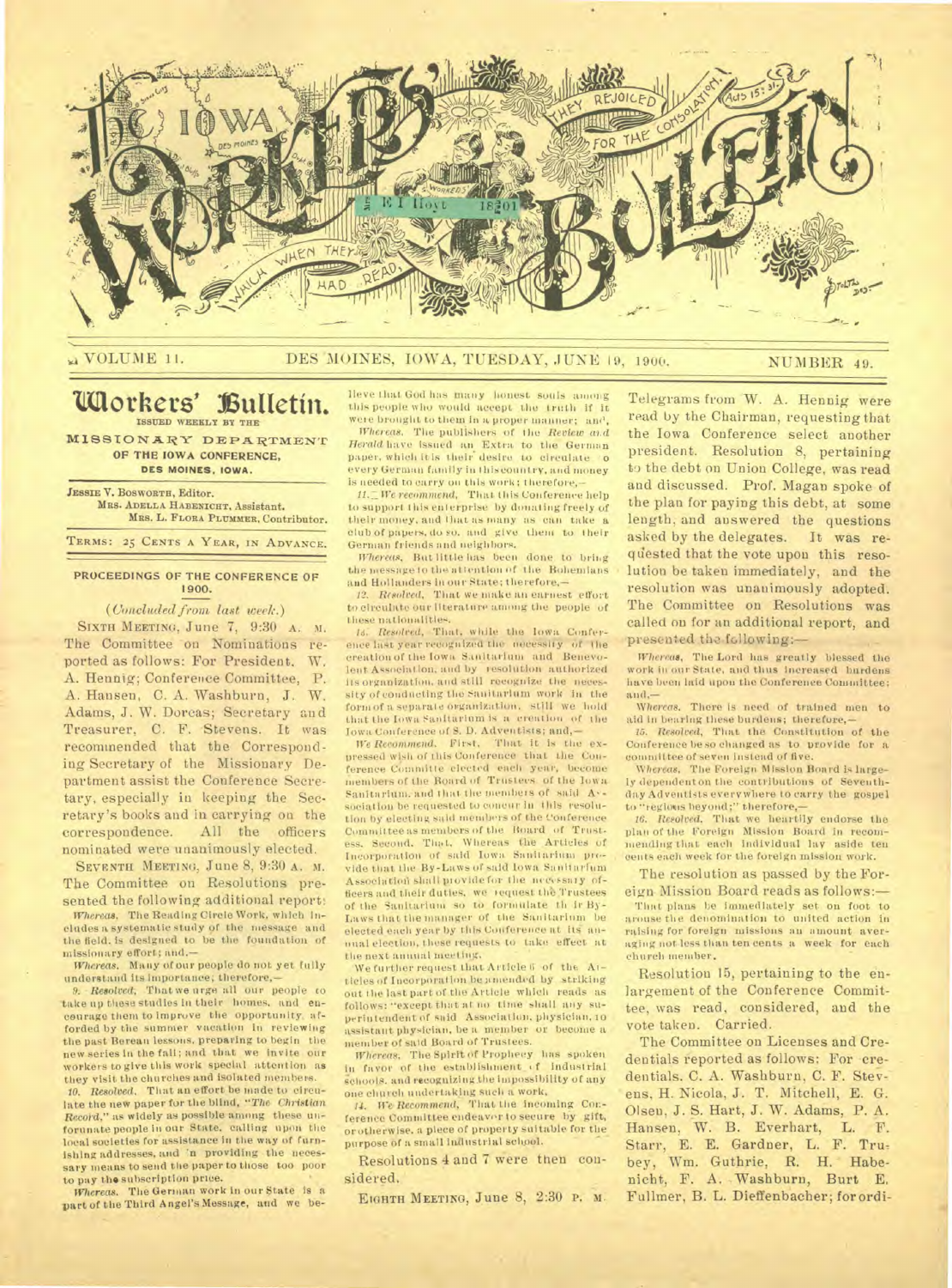# The Iowa Workers' Bulletin

VOLUME 11. DES MOINES, IOWA, TUESDAY, JUNE 19, 1900. NUMBER 49.

## Workers' Bulletin.

ISSUED WEEKLY BY THE

MISSIONARY DEPARTMENT OF THE IOWA CONFERENCE, DES MOINES, IOWA.

JESSIE V. BOSWORTH, Editor.
MRS. ADELLA HABENICHT, Assistant.
MRS. L. FLORA PLUMMER, Contributor.

TERMS: 25 CENTS A YEAR, IN ADVANCE.

### PROCEEDINGS OF THE CONFERENCE OF 1900.

(*Concluded from last week.*)

SIXTH MEETING, June 7, 9:30 A. M. The Committee on Nominations reported as follows: For President, W. A. Hennig; Conference Committee, P. A. Hansen, C. A. Washburn, J. W. Adams, J. W. Dorcas; Secretary and Treasurer, C. F. Stevens. It was recommended that the Corresponding Secretary of the Missionary Department assist the Conference Secretary, especially in keeping the Secretary's books and in carrying on the correspondence. All the officers nominated were unanimously elected.

SEVENTH MEETING, June 8, 9:30 A. M. The Committee on Resolutions presented the following additional report:

*Whereas*, The Reading Circle Work, which includes a systematic study of the message and the field, is designed to be the foundation of missionary effort; and,—

*Whereas*, Many of our people do not yet fully understand its importance; therefore,—

9. *Resolved*, That we urge all our people to take up these studies in their homes, and encourage them to improve the opportunity afforded by the summer vacation in reviewing the past Berean lessons, preparing to begin the new series in the fall; and that we invite our workers to give this work special attention as they visit the churches and isolated members.

10. *Resolved*, That an effort be made to circulate the new paper for the blind, "*The Christian Record*," as widely as possible among these unfortunate people in our State, calling upon the local societies for assistance in the way of furnishing addresses, and in providing the necessary means to send the paper to those too poor to pay the subscription price.

*Whereas*, The German work in our State is a part of the Third Angel's Message, and we believe that God has many honest souls among this people who would accept the truth if it were brought to them in a proper manner; and,

*Whereas*, The publishers of the *Review and Herald* have issued an Extra to the German paper, which it is their desire to circulate to every German family in this country, and money is needed to carry on this work; therefore,—

11. *We recommend*, That this Conference help to support this enterprise by donating freely of their money, and that as many as can take a club of papers, do so, and give them to their German friends and neighbors.

*Whereas*, But little has been done to bring the message to the attention of the Bohemians and Hollanders in our State; therefore,—

12. *Resolved*, That we make an earnest effort to circulate our literature among the people of these nationalities.

13. *Resolved*, That, while the Iowa Conference last year recognized the necessity of the creation of the Iowa Sanitarium and Benevolent Association, and by resolution authorized its organization, and still recognize the necessity of conducting the Sanitarium work in the form of a separate organization, still we hold that the Iowa Sanitarium is a creation of the Iowa Conference of S. D. Adventists; and,—

*We Recommend*, First, That it is the expressed wish of this Conference that the Conference Committee elected each year, become members of the Board of Trustees of the Iowa Sanitarium, and that the members of said Association be requested to concur in this resolution by electing said members of the Conference Committee as members of the Board of Trustees. Second, That, Whereas the Articles of Incorporation of said Iowa Sanitarium provide that the By-Laws of said Iowa Sanitarium Association shall provide for the necessary officers and their duties, we request the Trustees of the Sanitarium so to formulate their By-Laws that the manager of the Sanitarium be elected each year by this Conference at its annual election, these requests to take effect at the next annual meeting.

We further request that Article 6 of the Articles of Incorporation be amended by striking out the last part of the Article which reads as follows: "except that at no time shall any superintendent of said Association, physician, or assistant physician, be a member or become a member of said Board of Trustees.

*Whereas*, The Spirit of Prophecy has spoken in favor of the establishment of industrial schools, and recognizing the impossibility of any one church undertaking such a work,

14. *We Recommend*, That the incoming Conference Committee endeavor to secure by gift, or otherwise, a piece of property suitable for the purpose of a small industrial school.

Resolutions 4 and 7 were then considered.

EIGHTH MEETING, June 8, 2:30 P. M. Telegrams from W. A. Hennig were read by the Chairman, requesting that the Iowa Conference select another president. Resolution 8, pertaining to the debt on Union College, was read and discussed. Prof. Magan spoke of the plan for paying this debt, at some length, and answered the questions asked by the delegates. It was requested that the vote upon this resolution be taken immediately, and the resolution was unanimously adopted. The Committee on Resolutions was called on for an additional report, and presented the following:—

*Whereas*, The Lord has greatly blessed the work in our State, and thus increased burdens have been laid upon the Conference Committee; and,—

*Whereas*, There is need of trained men to aid in bearing these burdens; therefore,—

15. *Resolved*, That the Constitution of the Conference be so changed as to provide for a committee of seven instead of five.

*Whereas*, The Foreign Mission Board is largely dependent on the contributions of Seventh-day Adventists everywhere to carry the gospel to "regions beyond;" therefore,—

16. *Resolved*, That we heartily endorse the plan of the Foreign Mission Board in recommending that each individual lay aside ten cents each week for the foreign mission work.

The resolution as passed by the Foreign Mission Board reads as follows:—

That plans be immediately set on foot to arouse the denomination to united action in raising for foreign missions an amount averaging not less than ten cents a week for each church member.

Resolution 15, pertaining to the enlargement of the Conference Committee, was read, considered, and the vote taken. Carried.

The Committee on Licenses and Credentials reported as follows: For credentials, C. A. Washburn, C. F. Stevens, H. Nicola, J. T. Mitchell, E. G. Olsen, J. S. Hart, J. W. Adams, P. A. Hansen, W. B. Everhart, L. F. Starr, E. E. Gardner, L. F. Trubey, Wm. Guthrie, R. H. Habenicht, F. A. Washburn, Burt E. Fullmer, B. L. Dieffenbacher; for ordi-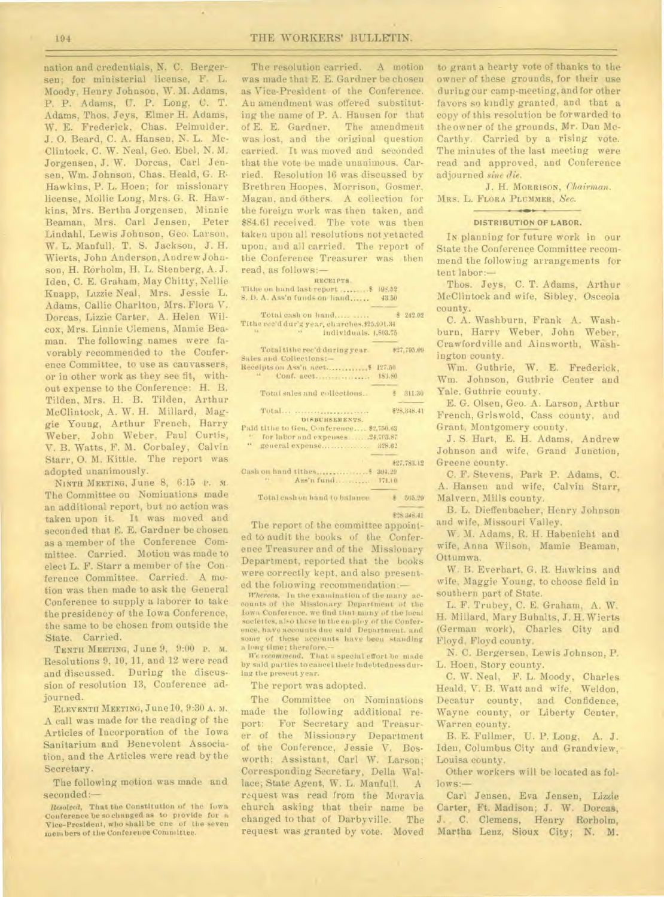nation and credentials, N. C. Bergersen; for ministerial license, F. L. Moody, Henry Johnson, W. M. Adams, P. P. Adams, U. P. Long, C. T. Adams, Thos. Jeys, Elmer H. Adams, W. E. Frederick, Chas. Pelmulder, J. O. Beard, C. A. Hansen, N. L. McClintock, C. W. Neal, Geo. Ebel, N. M. Jorgensen, J. W. Dorcas, Carl Jensen, Wm. Johnson, Chas. Heald, G. R. Hawkins, P. L. Hoen; for missionary license, Mollie Long, Mrs. G. R. Hawkins, Mrs. Bertha Jorgensen, Minnie Beaman, Mrs. Carl Jensen, Peter Lindahl, Lewis Johnson, Geo. Larson, W. L. Manfull, T. S. Jackson, J. H. Wierts, John Anderson, Andrew Johnson, H. Rorholm, H. L. Stenberg, A. J. Iden, C. E. Graham, May Chitty, Nellie Knapp, Lizzie Neal, Mrs. Jessie L. Adams, Callie Charlton, Mrs. Flora V. Dorcas, Lizzie Carter, A. Helen Wilcox, Mrs. Linnie Clemens, Mamie Beaman. The following names were favorably recommended to the Conference Committee, to use as canvassers, or in other work as they see fit, without expense to the Conference: H. B. Tilden, Mrs. H. B. Tilden, Arthur McClintock, A. W. H. Millard, Maggie Young, Arthur French, Harry Weber, John Weber, Paul Curtis, V. B. Watts, F. M. Corbaley, Calvin Starr, O. M. Kittle. The report was adopted unanimously.

NINTH MEETING, June 8, 6:15 P. M. The Committee on Nominations made an additional report, but no action was taken upon it. It was moved and seconded that E. E. Gardner be chosen as a member of the Conference Committee. Carried. Motion was made to elect L. F. Starr a member of the Conference Committee. Carried. A motion was then made to ask the General Conference to supply a laborer to take the presidency of the Iowa Conference, the same to be chosen from outside the State. Carried.

TENTH MEETING, June 9, 9:00 P. M. Resolutions 9, 10, 11, and 12 were read and discussed. During the discussion of resolution 13, Conference adjourned.

ELEVENTH MEETING, June 10, 9:30 A. M. A call was made for the reading of the Articles of Incorporation of the Iowa Sanitarium and Benevolent Association, and the Articles were read by the Secretary.

The following motion was made and seconded:—

*Resolved*, That the Constitution of the Iowa Conference be so changed as to provide for a Vice-President, who shall be one of the seven members of the Conference Committee.

The resolution carried. A motion was made that E. E. Gardner be chosen as Vice-President of the Conference. An amendment was offered substituting the name of P. A. Hansen for that of E. E. Gardner. The amendment was lost, and the original question carried. It was moved and seconded that the vote be made unanimous. Carried. Resolution 16 was discussed by Brethren Hoopes, Morrison, Gosmer, Magan, and others. A collection for the foreign work was then taken, and $84.61 received. The vote was then taken upon all resolutions not yet acted upon, and all carried. The report of the Conference Treasurer was then read, as follows:—

RECEIPTS.

| | |
|---|---|
| Tithe on hand last report | $ 198.52 |
| S. D. A. Ass'n funds on hand | 43.50 |
| Total cash on hand | $ 242.02 |
| Tithe rec'd dur'g year, churches | $25,991.34 |
| " " individuals | 1,803.75 |
| Total tithe rec'd during year | $27,795.09 |
| Sales and Collections:— | |
| Receipts on Ass'n acct | $ 127.50 |
| " Conf. acct | 183.80 |
| Total sales and collections | $ 311.30 |
| Total | $28,348.41 |

DISBURSEMENTS.

| | |
|---|---|
| Paid tithe to Gen. Conference | $2,750.63 |
| " for labor and expenses | 24,703.87 |
| " general expense | 328.62 |
| | $27,783.12 |
| Cash on hand tithes | $ 394.29 |
| " Ass'n fund | 171.00 |
| Total cash on hand to balance | $ 565.29 |
| | $28,348.41 |

The report of the committee appointed to audit the books of the Conference Treasurer and of the Missionary Department, reported that the books were correctly kept, and also presented the following recommendation:—

*Whereas*, In the examination of the many accounts of the Missionary Department of the Iowa Conference, we find that many of the local societies, also those in the employ of the Conference, have accounts due said Department, and some of these accounts have been standing a long time; therefore,—

*We recommend*, That a special effort be made by said parties to cancel their indebtedness during the present year.

The report was adopted.

The Committee on Nominations made the following additional report: For Secretary and Treasurer of the Missionary Department of the Conference, Jessie V. Bosworth; Assistant, Carl W. Larson; Corresponding Secretary, Della Wallace; State Agent, W. L. Manfull. A request was read from the Moravia church asking that their name be changed to that of Darbyville. The request was granted by vote. Moved to grant a hearty vote of thanks to the owner of these grounds, for their use during our camp-meeting, and for other favors so kindly granted, and that a copy of this resolution be forwarded to the owner of the grounds, Mr. Dan McCarthy. Carried by a rising vote. The minutes of the last meeting were read and approved, and Conference adjourned *sine die*.

J. H. MORRISON, *Chairman*.
MRS. L. FLORA PLUMMER, *Sec*.

## DISTRIBUTION OF LABOR.

IN planning for future work in our State the Conference Committee recommend the following arrangements for tent labor:—

Thos. Jeys, C. T. Adams, Arthur McClintock and wife, Sibley, Osceola county.

C. A. Washburn, Frank A. Washburn, Harry Weber, John Weber, Crawfordville and Ainsworth, Washington county.

Wm. Guthrie, W. E. Frederick, Wm. Johnson, Guthrie Center and Yale, Guthrie county.

E. G. Olsen, Geo. A. Larson, Arthur French, Griswold, Cass county, and Grant, Montgomery county.

J. S. Hart, E. H. Adams, Andrew Johnson and wife, Grand Junction, Greene county.

C. F. Stevens, Park P. Adams, C. A. Hansen and wife, Calvin Starr, Malvern, Mills county.

B. L. Dieffenbacher, Henry Johnson and wife, Missouri Valley.

W. M. Adams, R. H. Habenicht and wife, Anna Wilson, Mamie Beaman, Ottumwa.

W. B. Everhart, G. R. Hawkins and wife, Maggie Young, to choose field in southern part of State.

L. F. Trubey, C. E. Graham, A. W. H. Millard, Mary Buhalts, J. H. Wierts (German work), Charles City and Floyd, Floyd county.

N. C. Bergersen, Lewis Johnson, P. L. Hoen, Story county.

C. W. Neal, F. L. Moody, Charles Heald, V. B. Watt and wife, Weldon, Decatur county, and Confidence, Wayne county, or Liberty Center, Warren county.

B. E. Fullmer, U. P. Long, A. J. Iden, Columbus City and Grandview, Louisa county.

Other workers will be located as follows:—

Carl Jensen, Eva Jensen, Lizzie Carter, Ft. Madison; J. W. Dorcas, J. C. Clemens, Henry Rorholm, Martha Lenz, Sioux City; N. M.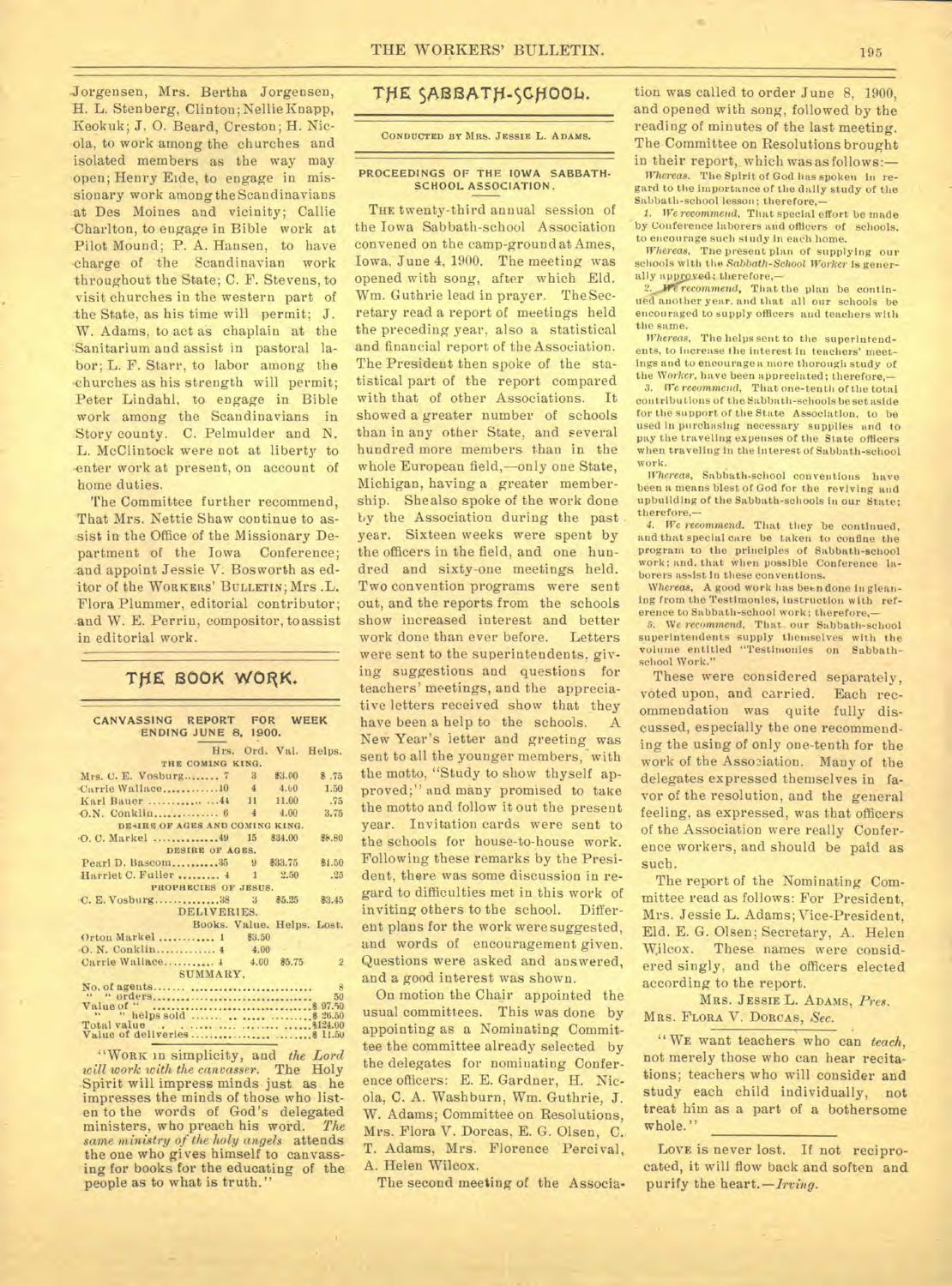Jorgensen, Mrs. Bertha Jorgensen, H. L. Stenberg, Clinton; Nellie Knapp, Keokuk; J. O. Beard, Creston; H. Nicola, to work among the churches and isolated members as the way may open; Henry Eide, to engage in missionary work among the Scandinavians at Des Moines and vicinity; Callie Charlton, to engage in Bible work at Pilot Mound; P. A. Hansen, to have charge of the Scandinavian work throughout the State; C. F. Stevens, to visit churches in the western part of the State, as his time will permit; J. W. Adams, to act as chaplain at the Sanitarium and assist in pastoral labor; L. F. Starr, to labor among the churches as his strength will permit; Peter Lindahl, to engage in Bible work among the Scandinavians in Story county. C. Pelmulder and N. L. McClintock were not at liberty to enter work at present, on account of home duties.

The Committee further recommend, That Mrs. Nettie Shaw continue to assist in the Office of the Missionary Department of the Iowa Conference; and appoint Jessie V. Bosworth as editor of the WORKERS' BULLETIN; Mrs. L. Flora Plummer, editorial contributor; and W. E. Perrin, compositor, to assist in editorial work.

## THE BOOK WORK.

### CANVASSING REPORT FOR WEEK ENDING JUNE 8, 1900.

| | Hrs. | Ord. | Val. | Helps. |
|---|---|---|---|---|
| **THE COMING KING.** | | | | |
| Mrs. C. E. Vosburg | 7 | 3 | $3.00 | $ .75 |
| Carrie Wallace | 10 | 4 | 4.00 | 1.50 |
| Karl Bauer | 44 | 11 | 11.00 | .75 |
| O.N. Conklin | 6 | 4 | 4.00 | 3.75 |
| **DESIRE OF AGES AND COMING KING.** | | | | |
| O. C. Markel | 49 | 15 | $34.00 | $8.80 |
| **DESIRE OF AGES.** | | | | |
| Pearl D. Bascom | 35 | 9 | $33.75 | $1.50 |
| Harriet C. Fuller | 4 | 1 | 2.50 | .25 |
| **PROPHECIES OF JESUS.** | | | | |
| C. E. Vosburg | 38 | 3 | $5.25 | $3.45 |

### DELIVERIES.

| | Books. | Value. | Helps. | Lost. |
|---|---|---|---|---|
| Orton Markel | 1 | $3.50 | | |
| O. N. Conklin | 4 | 4.00 | | |
| Carrie Wallace | 4 | 4.00 | $5.75 | 2 |

### SUMMARY.

| | |
|---|---|
| No. of agents | 8 |
| " " orders | 50 |
| Value of " | $ 97.50 |
| " " helps sold | $ 26.50 |
| Total value | $124.00 |
| Value of deliveries | $ 11.50 |

"WORK in simplicity, and *the Lord will work with the canvasser.* The Holy Spirit will impress minds just as he impresses the minds of those who listen to the words of God's delegated ministers, who preach his word. *The same ministry of the holy angels* attends the one who gives himself to canvassing for books for the educating of the people as to what is truth."

## THE SABBATH-SCHOOL.

CONDUCTED BY MRS. JESSIE L. ADAMS.

### PROCEEDINGS OF THE IOWA SABBATH-SCHOOL ASSOCIATION.

THE twenty-third annual session of the Iowa Sabbath-school Association convened on the camp-ground at Ames, Iowa, June 4, 1900. The meeting was opened with song, after which Eld. Wm. Guthrie lead in prayer. The Secretary read a report of meetings held the preceding year, also a statistical and financial report of the Association. The President then spoke of the statistical part of the report compared with that of other Associations. It showed a greater number of schools than in any other State, and several hundred more members than in the whole European field,—only one State, Michigan, having a greater membership. She also spoke of the work done by the Association during the past year. Sixteen weeks were spent by the officers in the field, and one hundred and sixty-one meetings held. Two convention programs were sent out, and the reports from the schools show increased interest and better work done than ever before. Letters were sent to the superintendents, giving suggestions and questions for teachers' meetings, and the appreciative letters received show that they have been a help to the schools. A New Year's letter and greeting was sent to all the younger members, with the motto, "Study to show thyself approved;" and many promised to take the motto and follow it out the present year. Invitation cards were sent to the schools for house-to-house work. Following these remarks by the President, there was some discussion in regard to difficulties met in this work of inviting others to the school. Different plans for the work were suggested, and words of encouragement given. Questions were asked and answered, and a good interest was shown.

On motion the Chair appointed the usual committees. This was done by appointing as a Nominating Committee the committee already selected by the delegates for nominating Conference officers: E. E. Gardner, H. Nicola, C. A. Washburn, Wm. Guthrie, J. W. Adams; Committee on Resolutions, Mrs. Flora V. Dorcas, E. G. Olsen, C. T. Adams, Mrs. Florence Percival, A. Helen Wilcox.

The second meeting of the Association was called to order June 8, 1900, and opened with song, followed by the reading of minutes of the last meeting. The Committee on Resolutions brought in their report, which was as follows:—

*Whereas,* The Spirit of God has spoken in regard to the importance of the daily study of the Sabbath-school lesson; therefore,—

1. *We recommend,* That special effort be made by Conference laborers and officers of schools, to encourage such study in each home.

*Whereas,* The present plan of supplying our schools with the *Sabbath-School Worker* is generally approved; therefore,—

2. *We recommend,* That the plan be continued another year, and that all our schools be encouraged to supply officers and teachers with the same.

*Whereas,* The helps sent to the superintendents, to increase the interest in teachers' meetings and to encourage a more thorough study of the *Worker,* have been appreciated; therefore,—

3. *We recommend,* That one-tenth of the total contributions of the Sabbath-schools be set aside for the support of the State Association, to be used in purchasing necessary supplies and to pay the traveling expenses of the State officers when traveling in the interest of Sabbath-school work.

*Whereas,* Sabbath-school conventions have been a means blest of God for the reviving and upbuilding of the Sabbath-schools in our State; therefore,—

4. *We recommend,* That they be continued, and that special care be taken to confine the program to the principles of Sabbath-school work; and, that when possible Conference laborers assist in these conventions.

*Whereas,* A good work has been done in gleaning from the Testimonies, instruction with reference to Sabbath-school work; therefore,—

5. *We recommend,* That our Sabbath-school superintendents supply themselves with the volume entitled "Testimonies on Sabbath-school Work."

These were considered separately, voted upon, and carried. Each recommendation was quite fully discussed, especially the one recommending the using of only one-tenth for the work of the Association. Many of the delegates expressed themselves in favor of the resolution, and the general feeling, as expressed, was that officers of the Association were really Conference workers, and should be paid as such.

The report of the Nominating Committee read as follows: For President, Mrs. Jessie L. Adams; Vice-President, Eld. E. G. Olsen; Secretary, A. Helen Wilcox. These names were considered singly, and the officers elected according to the report.

MRS. JESSIE L. ADAMS, *Pres.*
MRS. FLORA V. DORCAS, *Sec.*

"WE want teachers who can *teach,* not merely those who can hear recitations; teachers who will consider and study each child individually, not treat him as a part of a bothersome whole."

LOVE is never lost. If not reciprocated, it will flow back and soften and purify the heart.—*Irving.*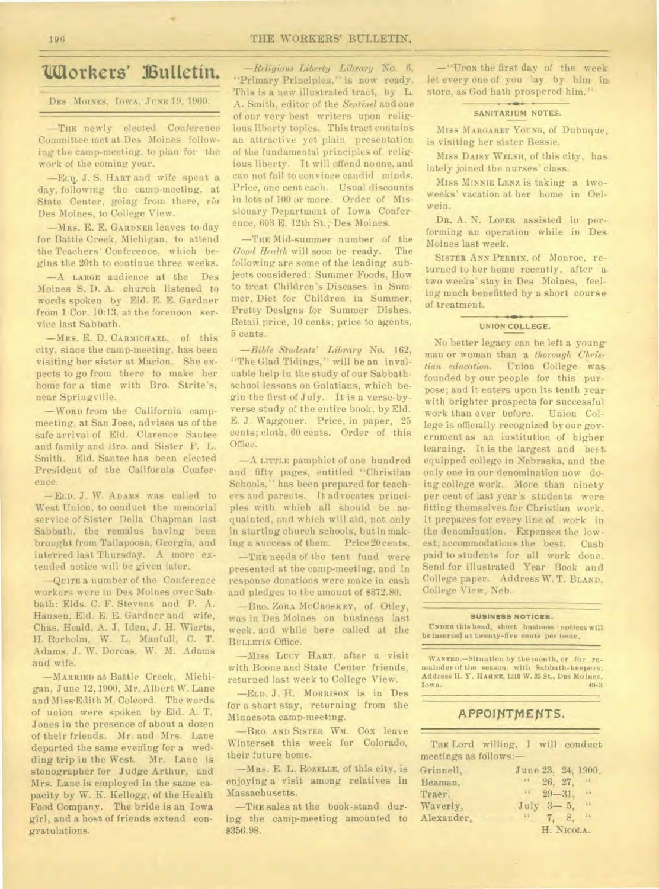# Workers' Bulletin.

DES MOINES, IOWA, JUNE 19, 1900.

—THE newly elected Conference Committee met at Des Moines following the camp-meeting, to plan for the work of the coming year.

—ELD. J. S. HART and wife spent a day, following the camp-meeting, at State Center, going from there, *via* Des Moines, to College View.

—MRS. E. E. GARDNER leaves to-day for Battle Creek, Michigan, to attend the Teachers' Conference, which begins the 20th to continue three weeks.

—A LARGE audience at the Des Moines S. D. A. church listened to words spoken by Eld. E. E. Gardner from 1 Cor. 10:13, at the forenoon service last Sabbath.

—MRS. E. D. CARMICHAEL, of this city, since the camp-meeting, has been visiting her sister at Marion. She expects to go from there to make her home for a time with Bro. Strite's, near Springville.

—WORD from the California camp-meeting, at San Jose, advises us of the safe arrival of Eld. Clarence Santee and family and Bro. and Sister F. L. Smith. Eld. Santee has been elected President of the California Conference.

—ELD. J. W. ADAMS was called to West Union, to conduct the memorial service of Sister Della Chapman last Sabbath, the remains having been brought from Tallapoosa, Georgia, and interred last Thursday. A more extended notice will be given later.

—QUITE a number of the Conference workers were in Des Moines over Sabbath: Elds. C. F. Stevens and P. A. Hansen, Eld. E. E. Gardner and wife, Chas. Heald, A. J. Iden, J. H. Wierts, H. Rorholm, W. L. Manfull, C. T. Adams, J. W. Dorcas, W. M. Adams and wife.

—MARRIED at Battle Creek, Michigan, June 12, 1900, Mr. Albert W. Lane and Miss Edith M. Colcord. The words of union were spoken by Eld. A. T. Jones in the presence of about a dozen of their friends. Mr. and Mrs. Lane departed the same evening for a wedding trip in the West. Mr. Lane is stenographer for Judge Arthur, and Mrs. Lane is employed in the same capacity by W. K. Kellogg, of the Health Food Company. The bride is an Iowa girl, and a host of friends extend congratulations.

—*Religious Liberty Library* No. 6, "Primary Principles," is now ready. This is a new illustrated tract, by L. A. Smith, editor of the *Sentinel* and one of our very best writers upon religious liberty topics. This tract contains an attractive yet plain presentation of the fundamental principles of religious liberty. It will offend noone, and can not fail to convince candid minds. Price, one cent each. Usual discounts in lots of 100 or more. Order of Missionary Department of Iowa Conference, 603 E. 12th St., Des Moines.

—THE Mid-summer number of the *Good Health* will soon be ready. The following are some of the leading subjects considered: Summer Foods, How to treat Children's Diseases in Summer, Diet for Children in Summer, Pretty Designs for Summer Dishes. Retail price, 10 cents; price to agents, 5 cents.

—*Bible Students' Library* No. 162, "The Glad Tidings," will be an invaluable help in the study of our Sabbath-school lessons on Galatians, which begin the first of July. It is a verse-by-verse study of the entire book, by Eld. E. J. Waggoner. Price, in paper, 25 cents; cloth, 60 cents. Order of this Office.

—A LITTLE pamphlet of one hundred and fifty pages, entitled "Christian Schools," has been prepared for teachers and parents. It advocates principles with which all should be acquainted, and which will aid, not only in starting church schools, but in making a success of them. Price 20 cents.

—THE needs of the tent fund were presented at the camp-meeting, and in response donations were make in cash and pledges to the amount of $372.80.

—BRO. ZORA MCCROSKEY, of Otley, was in Des Moines on business last week, and while here called at the BULLETIN Office.

—MISS LUCY HART, after a visit with Boone and State Center friends, returned last week to College View.

—ELD. J. H. MORRISON is in Des for a short stay, returning from the Minnesota camp-meeting.

—BRO. AND SISTER WM. COX leave Winterset this week for Colorado, their future home.

—MRS. E. L. ROZELLE, of this city, is enjoying a visit among relatives in Massachusetts.

—THE sales at the book-stand during the camp-meeting amounted to $356.98.

—"UPON the first day of the week let every one of you lay by him in store, as God hath prospered him."

## SANITARIUM NOTES.

MISS MARGARET YOUNG, of Dubuque, is visiting her sister Bessie.

MISS DAISY WELSH, of this city, has lately joined the nurses' class.

MISS MINNIE LENZ is taking a two-weeks' vacation at her home in Oelwein.

DR. A. N. LOPER assisted in performing an operation while in Des Moines last week.

SISTER ANN PERRIN, of Monroe, returned to her home recently, after a two weeks' stay in Des Moines, feeling much benefitted by a short course of treatment.

## UNION COLLEGE.

No better legacy can be left a young man or woman than a *thorough Christian education*. Union College was founded by our people for this purpose; and it enters upon its tenth year with brighter prospects for successful work than ever before. Union College is officially recognized by our government as an institution of higher learning. It is the largest and best equipped college in Nebraska, and the only one in our denomination now doing college work. More than ninety per cent of last year's students were fitting themselves for Christian work. It prepares for every line of work in the denomination. Expenses the lowest; accommodations the best. Cash paid to students for all work done. Send for illustrated Year Book and College paper. Address W. T. BLAND, College View, Neb.

## BUSINESS NOTICES.

UNDER this head, short business notices will be inserted at twenty-five cents per issue.

WANTED.—Situation by the month, or for remainder of the season, with Sabbath-keepers. Address H. Y. HAHNE, 1310 W. 35 St., Des Moines, Iowa. 49-3

## APPOINTMENTS.

THE Lord willing, I will conduct meetings as follows:—

| | |
|---|---|
| Grinnell, | June 23, 24, 1900. |
| Beaman, | " 26, 27, " |
| Traer, | " 29—31, " |
| Waverly, | July 3—5, " |
| Alexander, | " 7, 8, " |

H. NICOLA.